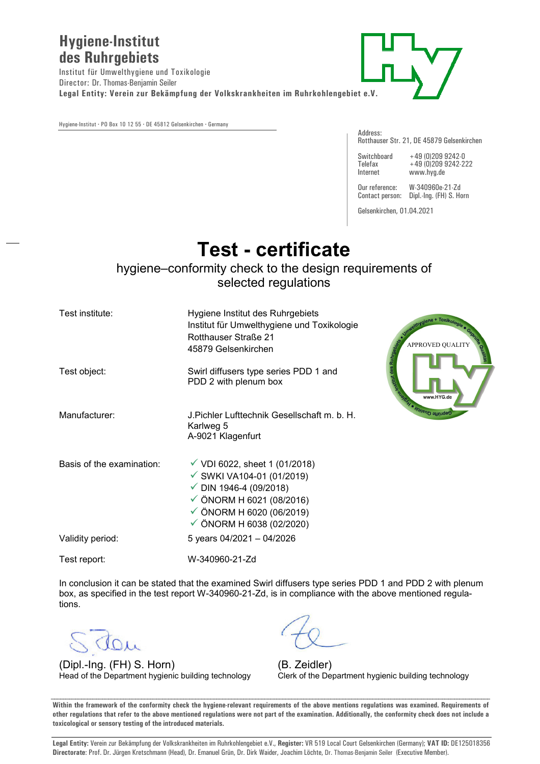**Hygiene-Institut des Ruhrgebiets**

Institut für Umwelthygiene und Toxikologie
Director: Dr. Thomas-Benjamin Seiler
**Legal Entity: Verein zur Bekämpfung der Volkskrankheiten im Ruhrkohlengebiet e.V.**

Hygiene-Institut · PO Box 10 12 55 · DE 45812 Gelsenkirchen · Germany

Address:
Rotthauser Str. 21, DE 45879 Gelsenkirchen

Switchboard +49 (0)209 9242-0
Telefax +49 (0)209 9242-222
Internet www.hyg.de

Our reference: W-340960e-21-Zd
Contact person: Dipl.-Ing. (FH) S. Horn

Gelsenkirchen, 01.04.2021

# Test - certificate

## hygiene–conformity check to the design requirements of selected regulations

| | |
|---|---|
| Test institute: | Hygiene Institut des Ruhrgebiets<br>Institut für Umwelthygiene und Toxikologie<br>Rotthauser Straße 21<br>45879 Gelsenkirchen |
| Test object: | Swirl diffusers type series PDD 1 and PDD 2 with plenum box |
| Manufacturer: | J.Pichler Lufttechnik Gesellschaft m. b. H.<br>Karlweg 5<br>A-9021 Klagenfurt |
| Basis of the examination: | ✓ VDI 6022, sheet 1 (01/2018)<br>✓ SWKI VA104-01 (01/2019)<br>✓ DIN 1946-4 (09/2018)<br>✓ ÖNORM H 6021 (08/2016)<br>✓ ÖNORM H 6020 (06/2019)<br>✓ ÖNORM H 6038 (02/2020) |
| Validity period: | 5 years 04/2021 – 04/2026 |
| Test report: | W-340960-21-Zd |

In conclusion it can be stated that the examined Swirl diffusers type series PDD 1 and PDD 2 with plenum box, as specified in the test report W-340960-21-Zd, is in compliance with the above mentioned regulations.

(Dipl.-Ing. (FH) S. Horn)
Head of the Department hygienic building technology

(B. Zeidler)
Clerk of the Department hygienic building technology

**Within the framework of the conformity check the hygiene-relevant requirements of the above mentions regulations was examined. Requirements of other regulations that refer to the above mentioned regulations were not part of the examination. Additionally, the conformity check does not include a toxicological or sensory testing of the introduced materials.**

**Legal Entity:** Verein zur Bekämpfung der Volkskrankheiten im Ruhrkohlengebiet e.V., **Register:** VR 519 Local Court Gelsenkirchen (Germany); **VAT ID:** DE125018356
**Directorate:** Prof. Dr. Jürgen Kretschmann (Head), Dr. Emanuel Grün, Dr. Dirk Waider, Joachim Löchte, Dr. Thomas-Benjamin Seiler (Executive Member).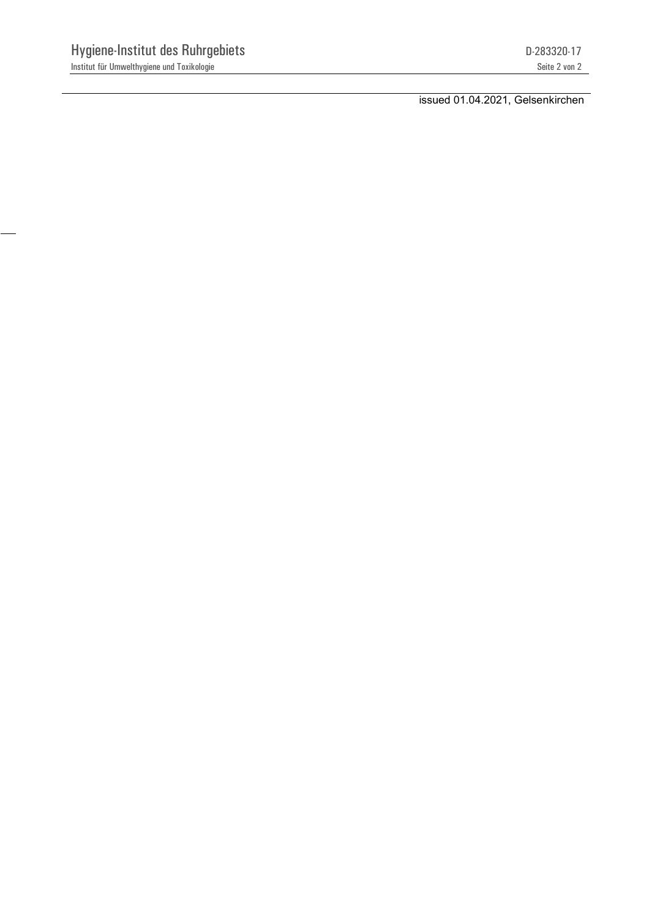issued 01.04.2021, Gelsenkirchen